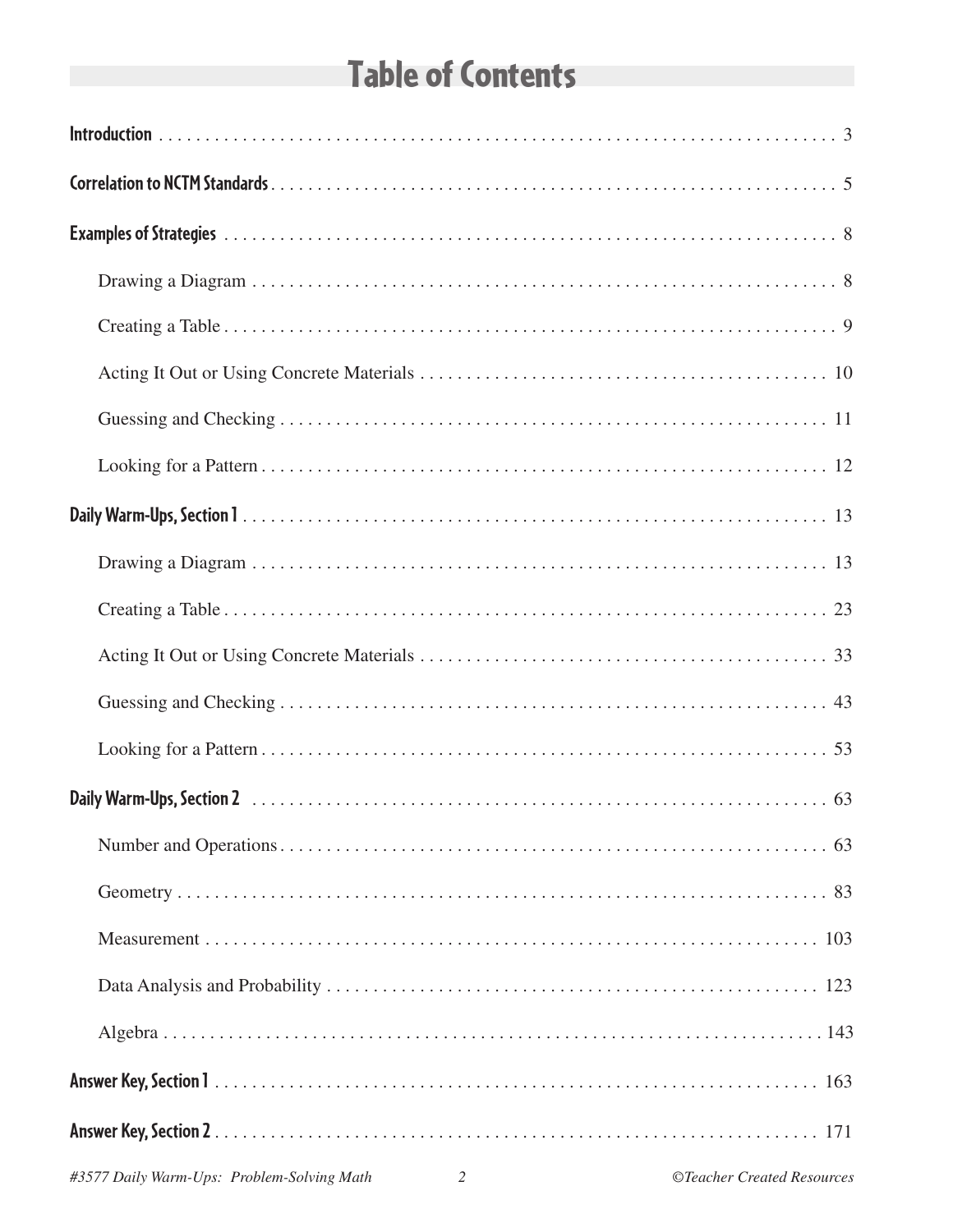# Table of Contents

**Introduction** . . . . . . . . . . . . . . . . . . . . . . . . . . . . . . . . . . . . . . . . . . 3

**Correlation to NCTM Standards** . . . . . . . . . . . . . . . . . . . . . . . . . . . . . . . . 5

**Examples of Strategies** . . . . . . . . . . . . . . . . . . . . . . . . . . . . . . . . . . . . . 8

- Drawing a Diagram . . . . . . . . . . . . . . . . . . . . . . . . . . . . . . . . . . . . . . 8
- Creating a Table . . . . . . . . . . . . . . . . . . . . . . . . . . . . . . . . . . . . . . . 9
- Acting It Out or Using Concrete Materials . . . . . . . . . . . . . . . . . . . . . . . . 10
- Guessing and Checking . . . . . . . . . . . . . . . . . . . . . . . . . . . . . . . . . . . 11
- Looking for a Pattern . . . . . . . . . . . . . . . . . . . . . . . . . . . . . . . . . . . . 12

**Daily Warm-Ups, Section 1** . . . . . . . . . . . . . . . . . . . . . . . . . . . . . . . . . 13

- Drawing a Diagram . . . . . . . . . . . . . . . . . . . . . . . . . . . . . . . . . . . . . . 13
- Creating a Table . . . . . . . . . . . . . . . . . . . . . . . . . . . . . . . . . . . . . . . 23
- Acting It Out or Using Concrete Materials . . . . . . . . . . . . . . . . . . . . . . . . 33
- Guessing and Checking . . . . . . . . . . . . . . . . . . . . . . . . . . . . . . . . . . . 43
- Looking for a Pattern . . . . . . . . . . . . . . . . . . . . . . . . . . . . . . . . . . . . 53

**Daily Warm-Ups, Section 2** . . . . . . . . . . . . . . . . . . . . . . . . . . . . . . . . . 63

- Number and Operations . . . . . . . . . . . . . . . . . . . . . . . . . . . . . . . . . . . 63
- Geometry . . . . . . . . . . . . . . . . . . . . . . . . . . . . . . . . . . . . . . . . . . . 83
- Measurement . . . . . . . . . . . . . . . . . . . . . . . . . . . . . . . . . . . . . . . . . 103
- Data Analysis and Probability . . . . . . . . . . . . . . . . . . . . . . . . . . . . . . . 123
- Algebra . . . . . . . . . . . . . . . . . . . . . . . . . . . . . . . . . . . . . . . . . . . . 143

**Answer Key, Section 1** . . . . . . . . . . . . . . . . . . . . . . . . . . . . . . . . . . . . 163

**Answer Key, Section 2** . . . . . . . . . . . . . . . . . . . . . . . . . . . . . . . . . . . . 171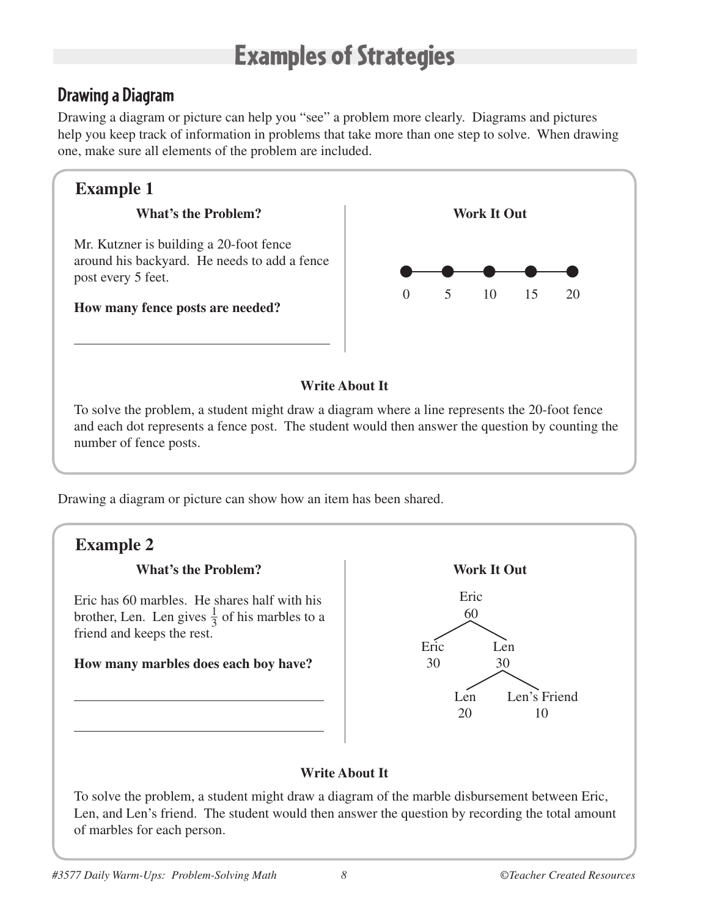# Examples of Strategies

## Drawing a Diagram

Drawing a diagram or picture can help you "see" a problem more clearly. Diagrams and pictures help you keep track of information in problems that take more than one step to solve. When drawing one, make sure all elements of the problem are included.

### Example 1

**What's the Problem?**

Mr. Kutzner is building a 20-foot fence around his backyard. He needs to add a fence post every 5 feet.

**How many fence posts are needed?**

______________________________

**Work It Out**

0 5 10 15 20

**Write About It**

To solve the problem, a student might draw a diagram where a line represents the 20-foot fence and each dot represents a fence post. The student would then answer the question by counting the number of fence posts.

Drawing a diagram or picture can show how an item has been shared.

### Example 2

**What's the Problem?**

Eric has 60 marbles. He shares half with his brother, Len. Len gives $\frac{1}{3}$ of his marbles to a friend and keeps the rest.

**How many marbles does each boy have?**

______________________________

______________________________

**Work It Out**

Eric 60

Eric 30 Len 30

Len 20 Len's Friend 10

**Write About It**

To solve the problem, a student might draw a diagram of the marble disbursement between Eric, Len, and Len's friend. The student would then answer the question by recording the total amount of marbles for each person.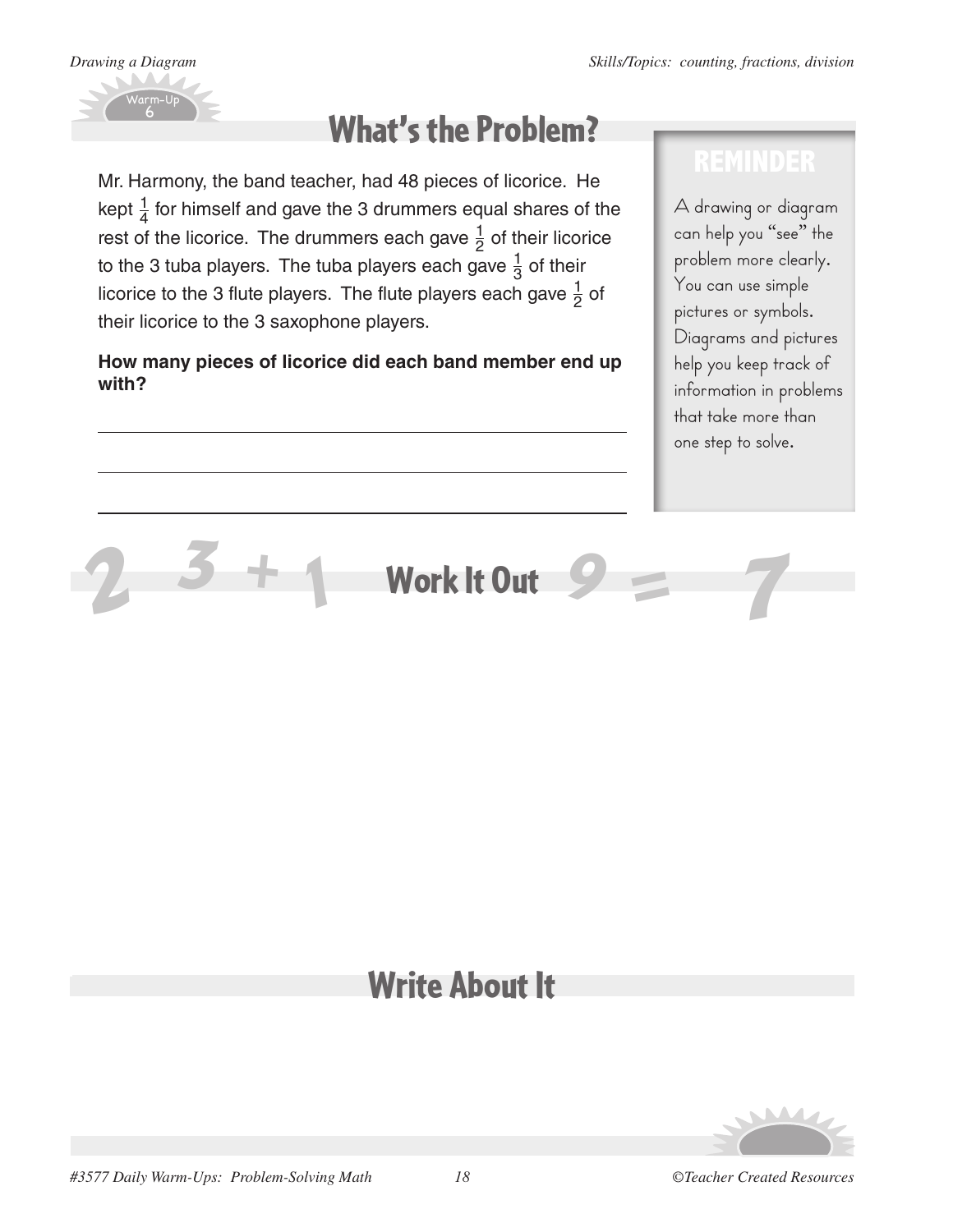Drawing a Diagram

Skills/Topics: counting, fractions, division

Warm-Up 6

## What's the Problem?

Mr. Harmony, the band teacher, had 48 pieces of licorice. He kept $\frac{1}{4}$ for himself and gave the 3 drummers equal shares of the rest of the licorice. The drummers each gave $\frac{1}{2}$ of their licorice to the 3 tuba players. The tuba players each gave $\frac{1}{3}$ of their licorice to the 3 flute players. The flute players each gave $\frac{1}{2}$ of their licorice to the 3 saxophone players.

**How many pieces of licorice did each band member end up with?**

### REMINDER

A drawing or diagram can help you "see" the problem more clearly. You can use simple pictures or symbols. Diagrams and pictures help you keep track of information in problems that take more than one step to solve.

## Work It Out

## Write About It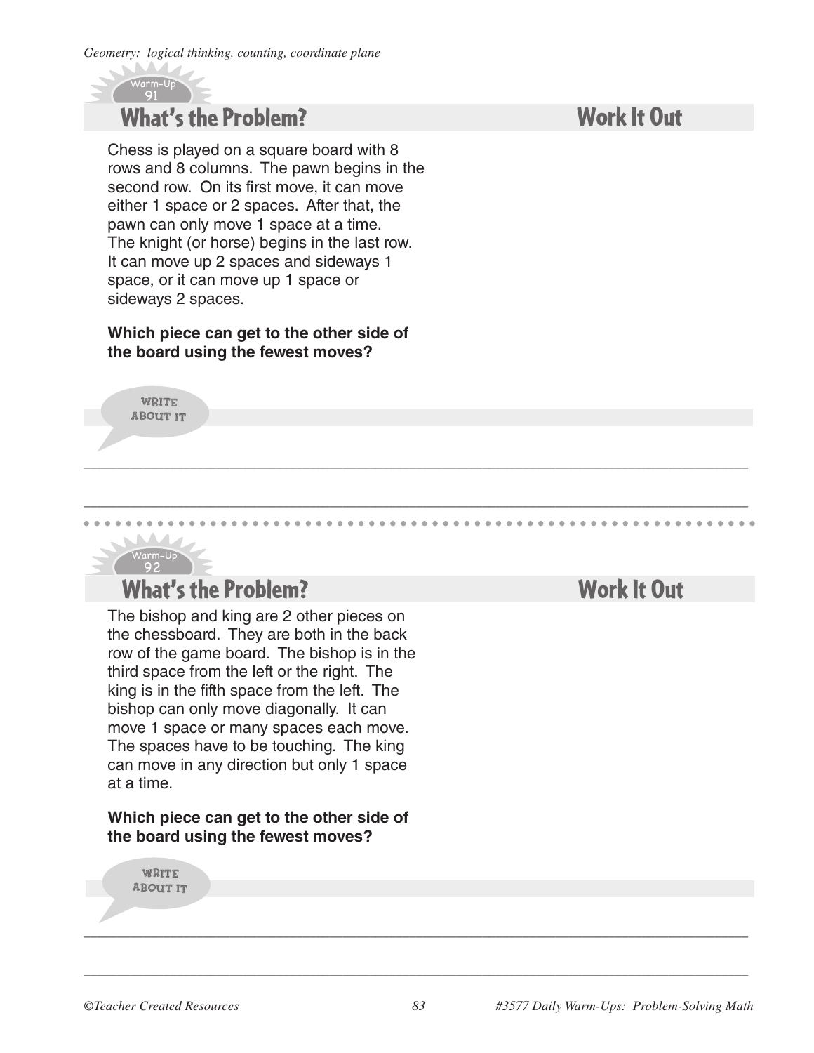*Geometry: logical thinking, counting, coordinate plane*

Warm-Up 91

## What's the Problem?

## Work It Out

Chess is played on a square board with 8 rows and 8 columns. The pawn begins in the second row. On its first move, it can move either 1 space or 2 spaces. After that, the pawn can only move 1 space at a time. The knight (or horse) begins in the last row. It can move up 2 spaces and sideways 1 space, or it can move up 1 space or sideways 2 spaces.

**Which piece can get to the other side of the board using the fewest moves?**

WRITE ABOUT IT

\_\_\_\_\_\_\_\_\_\_\_\_\_\_\_\_\_\_\_\_\_\_\_\_\_\_\_\_\_\_\_\_\_\_\_\_\_\_\_\_\_\_\_\_\_\_\_\_\_\_\_\_\_\_\_\_\_\_\_\_\_\_\_\_\_\_\_\_\_\_\_\_

\_\_\_\_\_\_\_\_\_\_\_\_\_\_\_\_\_\_\_\_\_\_\_\_\_\_\_\_\_\_\_\_\_\_\_\_\_\_\_\_\_\_\_\_\_\_\_\_\_\_\_\_\_\_\_\_\_\_\_\_\_\_\_\_\_\_\_\_\_\_\_\_

Warm-Up 92

## What's the Problem?

## Work It Out

The bishop and king are 2 other pieces on the chessboard. They are both in the back row of the game board. The bishop is in the third space from the left or the right. The king is in the fifth space from the left. The bishop can only move diagonally. It can move 1 space or many spaces each move. The spaces have to be touching. The king can move in any direction but only 1 space at a time.

**Which piece can get to the other side of the board using the fewest moves?**

WRITE ABOUT IT

\_\_\_\_\_\_\_\_\_\_\_\_\_\_\_\_\_\_\_\_\_\_\_\_\_\_\_\_\_\_\_\_\_\_\_\_\_\_\_\_\_\_\_\_\_\_\_\_\_\_\_\_\_\_\_\_\_\_\_\_\_\_\_\_\_\_\_\_\_\_\_\_

\_\_\_\_\_\_\_\_\_\_\_\_\_\_\_\_\_\_\_\_\_\_\_\_\_\_\_\_\_\_\_\_\_\_\_\_\_\_\_\_\_\_\_\_\_\_\_\_\_\_\_\_\_\_\_\_\_\_\_\_\_\_\_\_\_\_\_\_\_\_\_\_